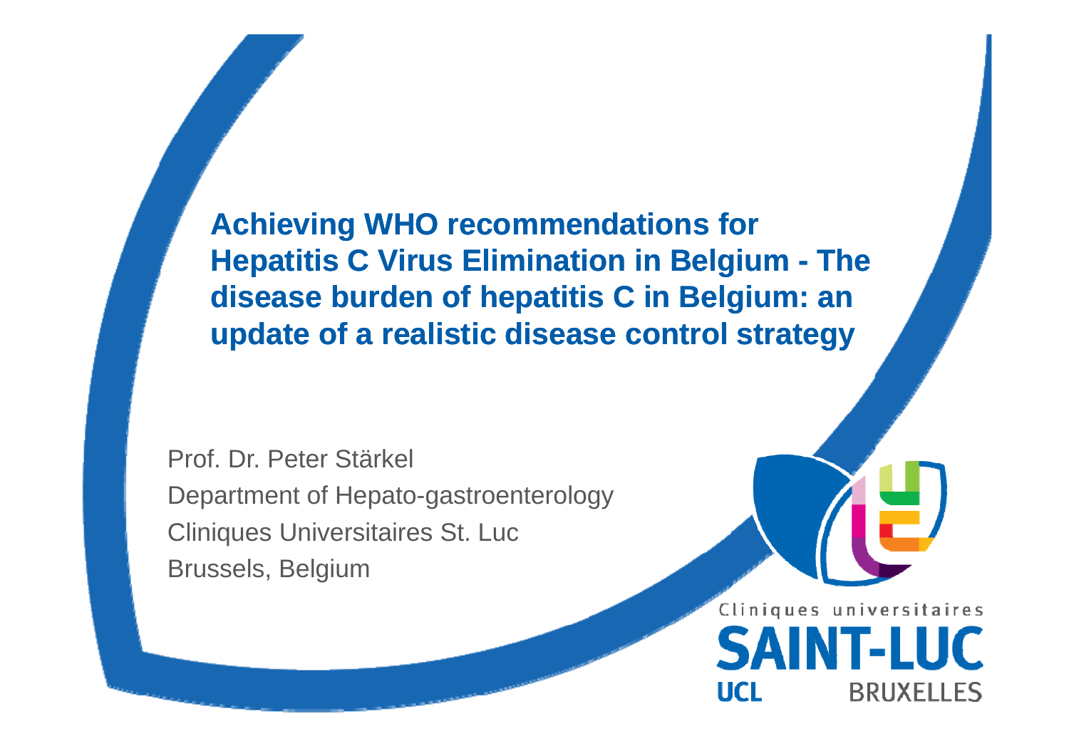# Achieving WHO recommendations for Hepatitis C Virus Elimination in Belgium - The disease burden of hepatitis C in Belgium: an update of a realistic disease control strategy

Prof. Dr. Peter Stärkel
Department of Hepato-gastroenterology
Cliniques Universitaires St. Luc
Brussels, Belgium

Cliniques universitaires
SAINT-LUC
UCL BRUXELLES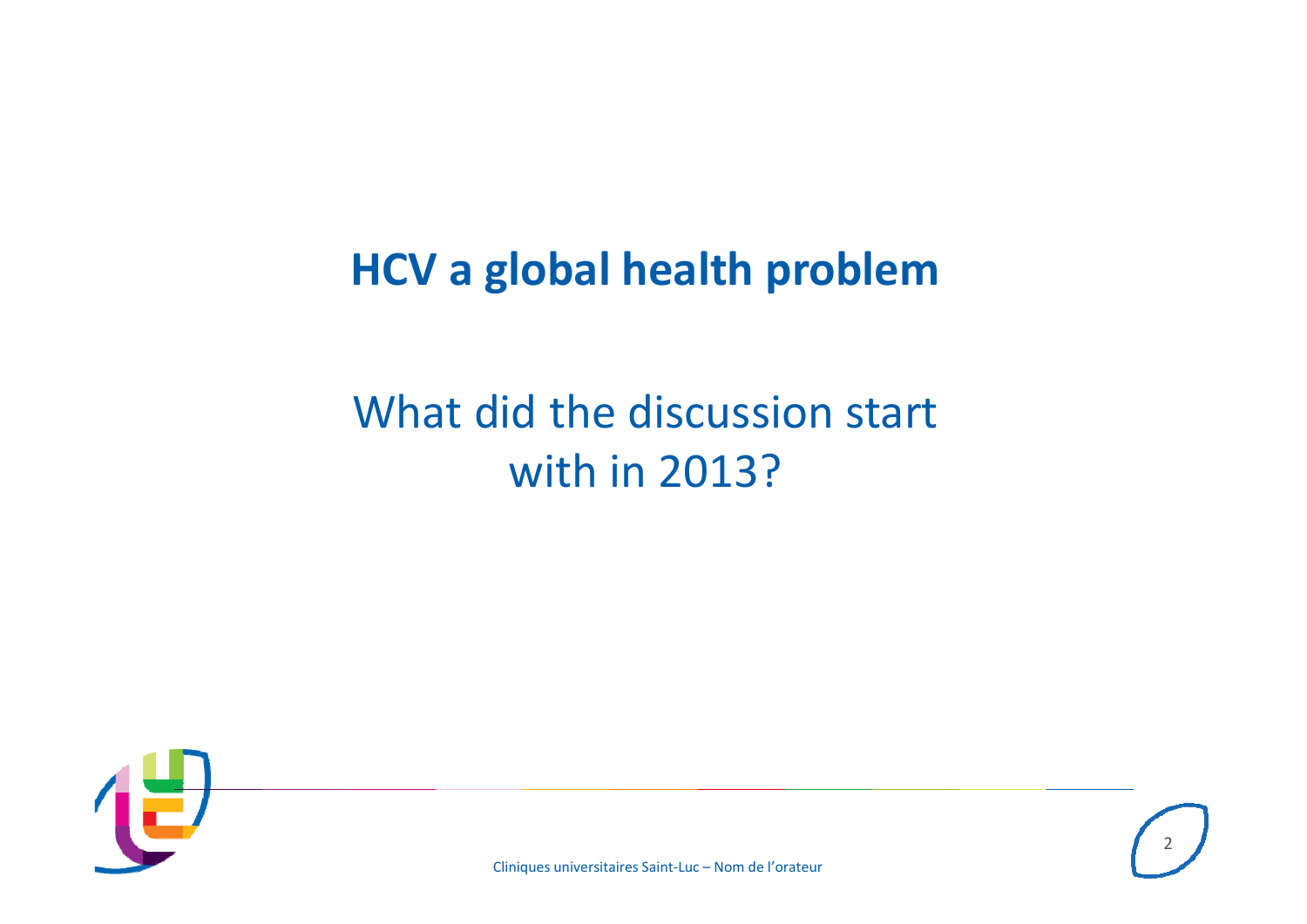# HCV a global health problem

## What did the discussion start with in 2013?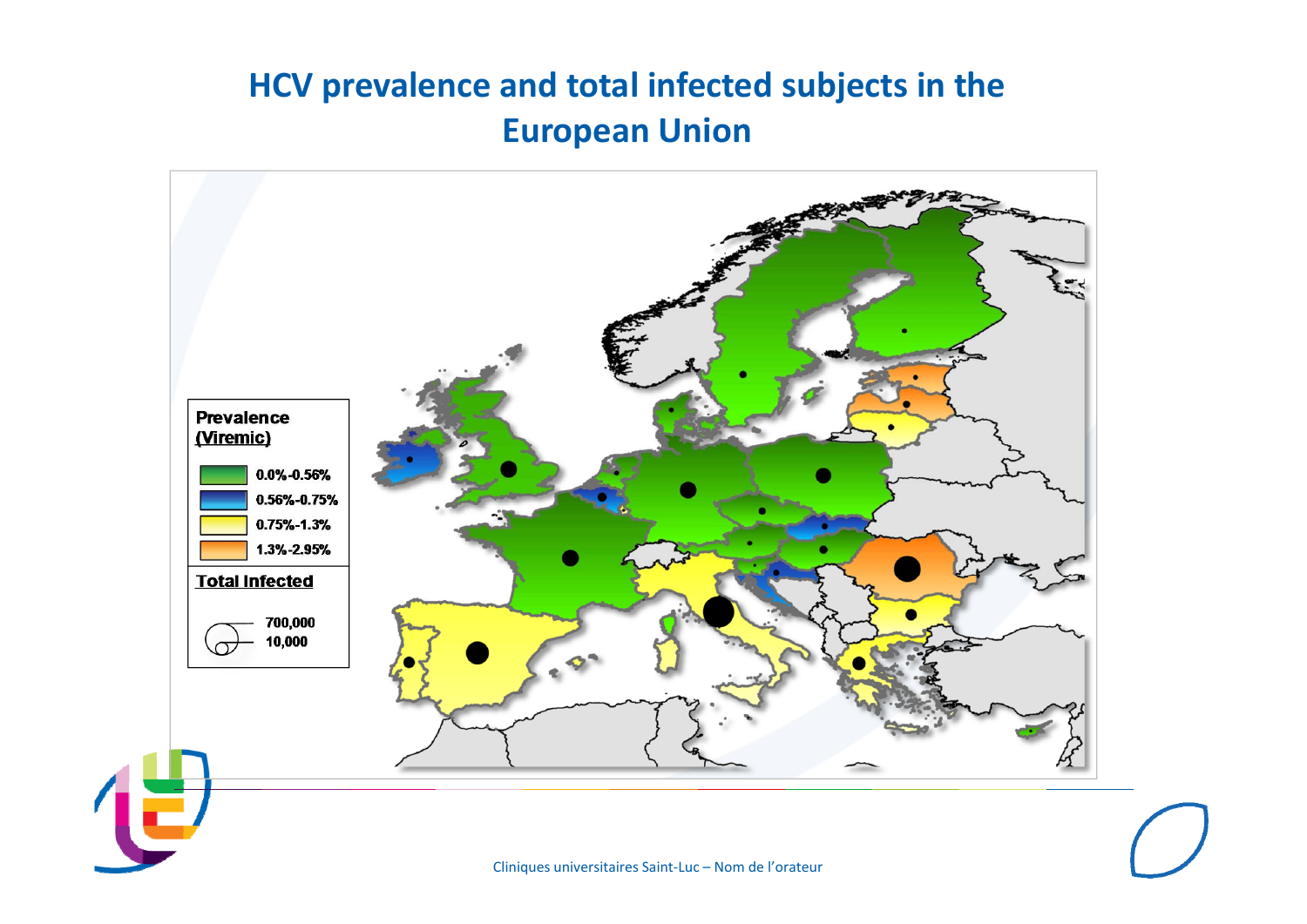# HCV prevalence and total infected subjects in the European Union

**Prevalence (Viremic)**

- 0.0%-0.56%
- 0.56%-0.75%
- 0.75%-1.3%
- 1.3%-2.95%

**Total Infected**

- 700,000
- 10,000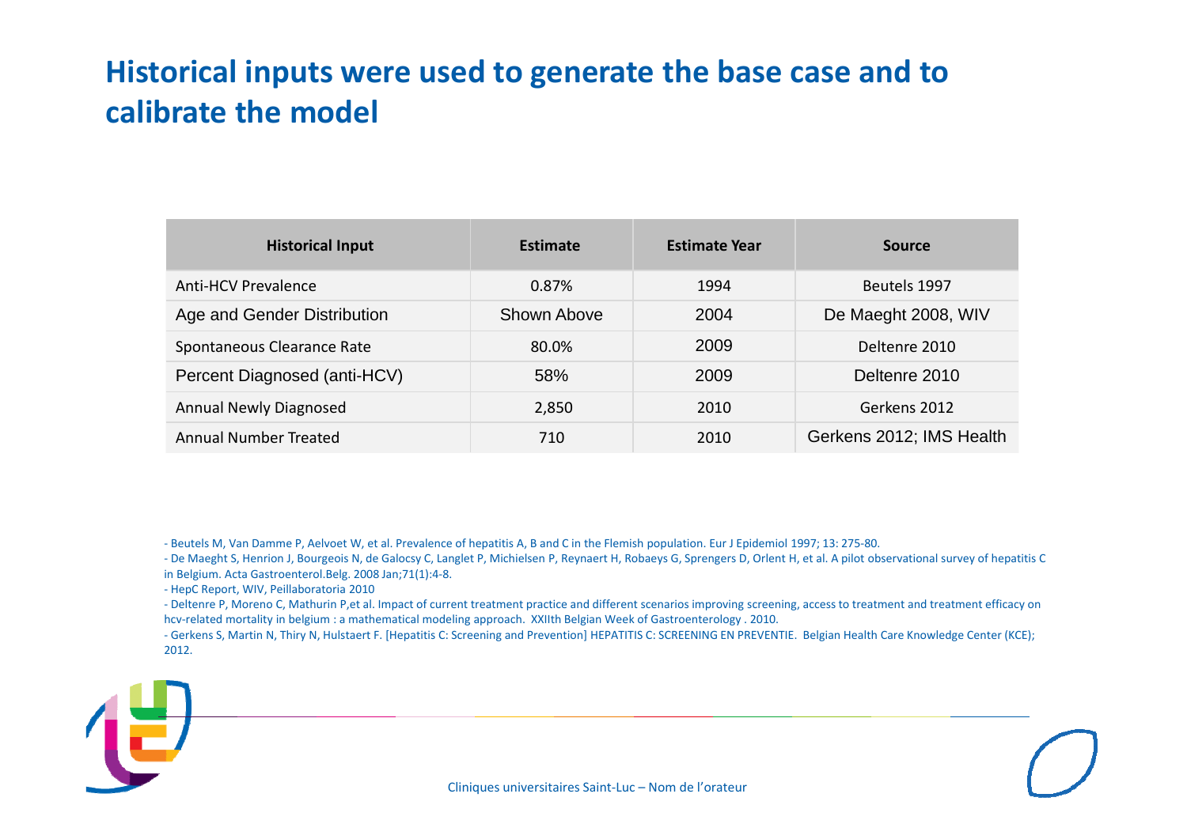# Historical inputs were used to generate the base case and to calibrate the model

| Historical Input | Estimate | Estimate Year | Source |
|---|---|---|---|
| Anti-HCV Prevalence | 0.87% | 1994 | Beutels 1997 |
| Age and Gender Distribution | Shown Above | 2004 | De Maeght 2008, WIV |
| Spontaneous Clearance Rate | 80.0% | 2009 | Deltenre 2010 |
| Percent Diagnosed (anti-HCV) | 58% | 2009 | Deltenre 2010 |
| Annual Newly Diagnosed | 2,850 | 2010 | Gerkens 2012 |
| Annual Number Treated | 710 | 2010 | Gerkens 2012; IMS Health |

- Beutels M, Van Damme P, Aelvoet W, et al. Prevalence of hepatitis A, B and C in the Flemish population. Eur J Epidemiol 1997; 13: 275-80.
- De Maeght S, Henrion J, Bourgeois N, de Galocsy C, Langlet P, Michielsen P, Reynaert H, Robaeys G, Sprengers D, Orlent H, et al. A pilot observational survey of hepatitis C in Belgium. Acta Gastroenterol.Belg. 2008 Jan;71(1):4-8.
- HepC Report, WIV, Peillaboratoria 2010
- Deltenre P, Moreno C, Mathurin P,et al. Impact of current treatment practice and different scenarios improving screening, access to treatment and treatment efficacy on hcv-related mortality in belgium : a mathematical modeling approach. XXIIth Belgian Week of Gastroenterology . 2010.
- Gerkens S, Martin N, Thiry N, Hulstaert F. [Hepatitis C: Screening and Prevention] HEPATITIS C: SCREENING EN PREVENTIE. Belgian Health Care Knowledge Center (KCE); 2012.

Cliniques universitaires Saint-Luc – Nom de l'orateur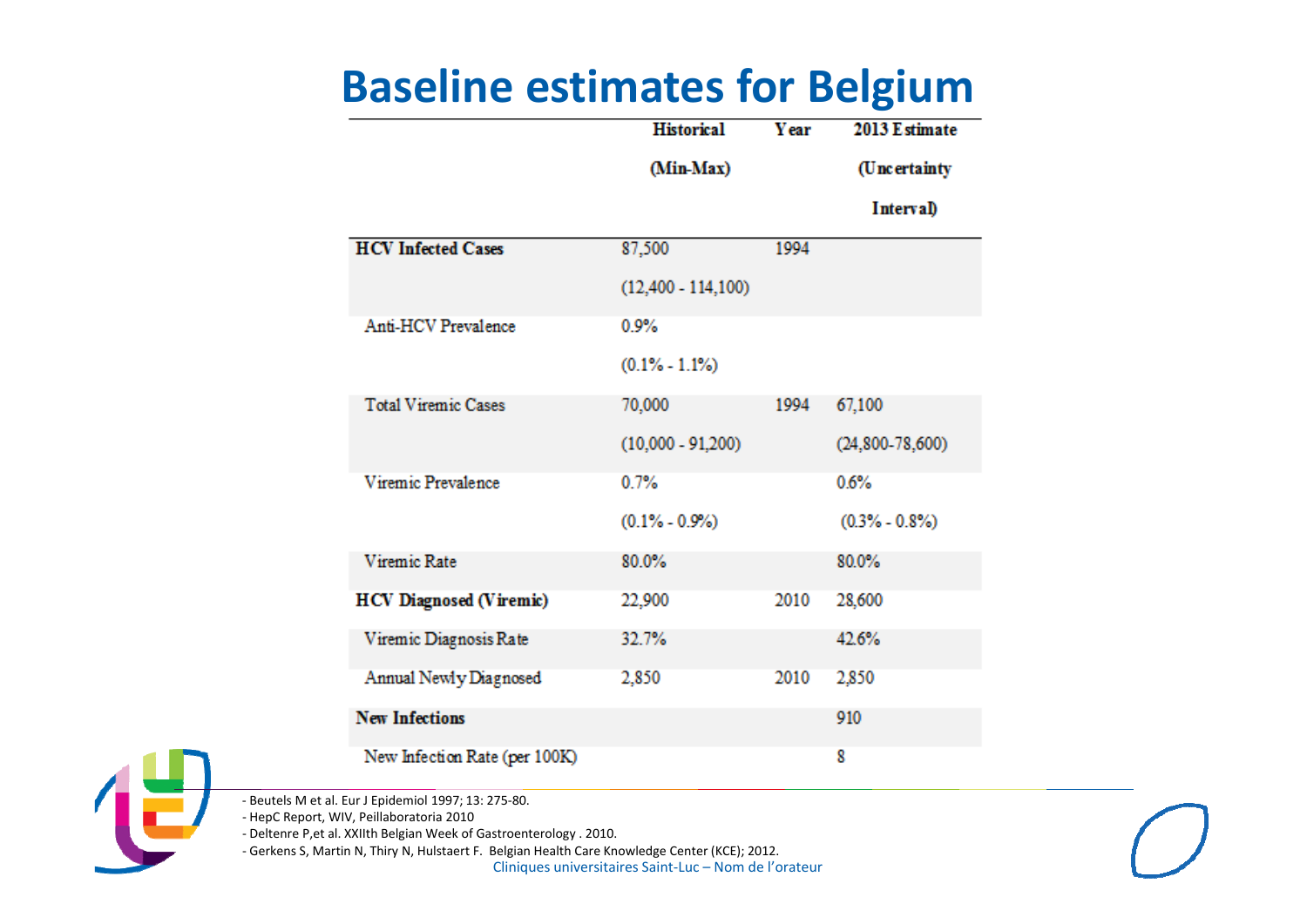# Baseline estimates for Belgium

| | Historical (Min-Max) | Year | 2013 Estimate (Uncertainty Interval) |
|---|---|---|---|
| **HCV Infected Cases** | 87,500 (12,400 - 114,100) | 1994 | |
| Anti-HCV Prevalence | 0.9% (0.1% - 1.1%) | | |
| Total Viremic Cases | 70,000 (10,000 - 91,200) | 1994 | 67,100 (24,800-78,600) |
| Viremic Prevalence | 0.7% (0.1% - 0.9%) | | 0.6% (0.3% - 0.8%) |
| Viremic Rate | 80.0% | | 80.0% |
| **HCV Diagnosed (Viremic)** | 22,900 | 2010 | 28,600 |
| Viremic Diagnosis Rate | 32.7% | | 42.6% |
| Annual Newly Diagnosed | 2,850 | 2010 | 2,850 |
| **New Infections** | | | 910 |
| New Infection Rate (per 100K) | | | 8 |

- Beutels M et al. Eur J Epidemiol 1997; 13: 275-80.
- HepC Report, WIV, Peillaboratoria 2010
- Deltenre P,et al. XXIIth Belgian Week of Gastroenterology . 2010.
- Gerkens S, Martin N, Thiry N, Hulstaert F. Belgian Health Care Knowledge Center (KCE); 2012.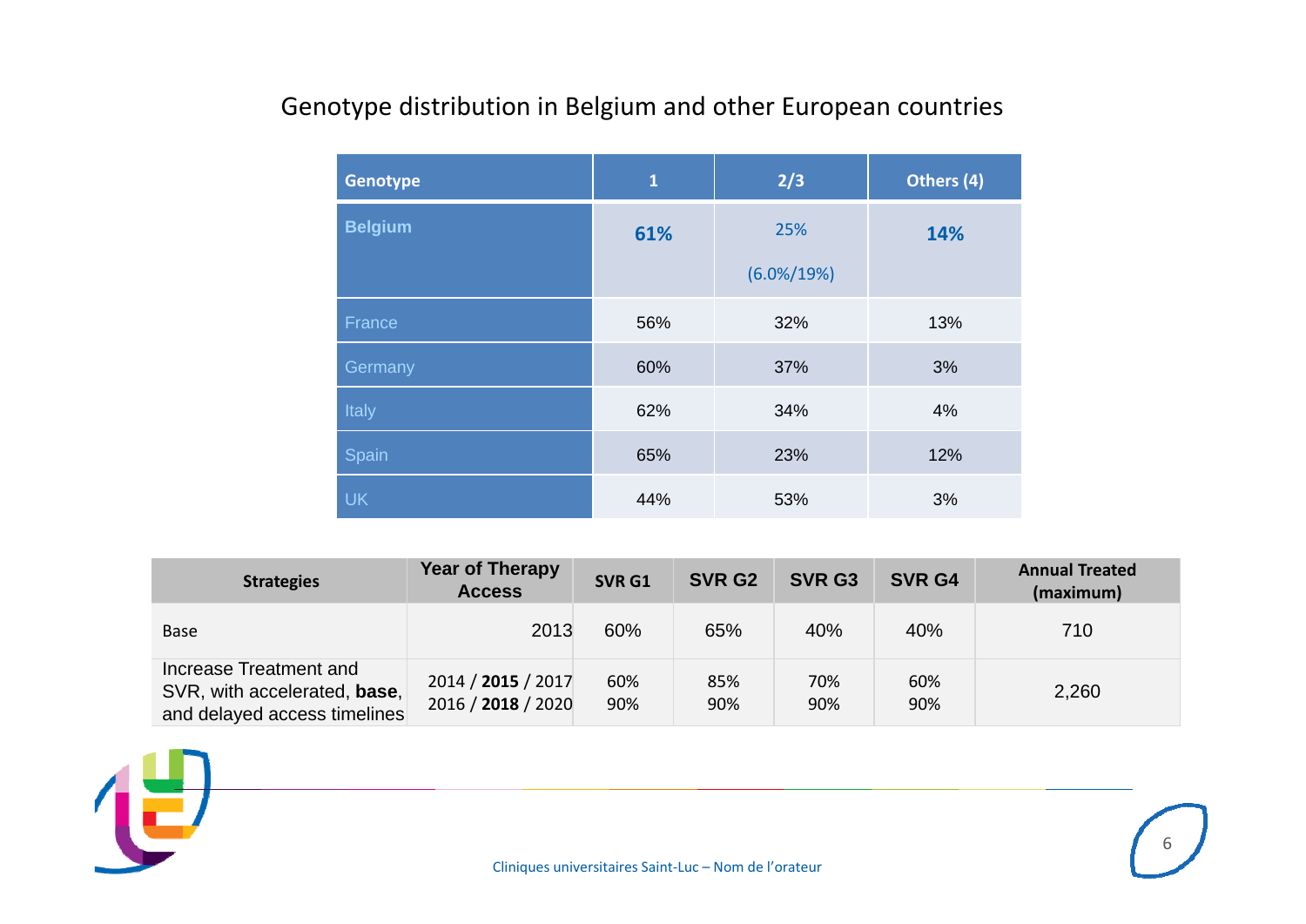# Genotype distribution in Belgium and other European countries

| Genotype | 1 | 2/3 | Others (4) |
|---|---|---|---|
| **Belgium** | **61%** | 25% (6.0%/19%) | **14%** |
| France | 56% | 32% | 13% |
| Germany | 60% | 37% | 3% |
| Italy | 62% | 34% | 4% |
| Spain | 65% | 23% | 12% |
| UK | 44% | 53% | 3% |

| Strategies | Year of Therapy Access | SVR G1 | SVR G2 | SVR G3 | SVR G4 | Annual Treated (maximum) |
|---|---|---|---|---|---|---|
| Base | 2013 | 60% | 65% | 40% | 40% | 710 |
| Increase Treatment and SVR, with accelerated, **base**, and delayed access timelines | 2014 / **2015** / 2017<br>2016 / **2018** / 2020 | 60%<br>90% | 85%<br>90% | 70%<br>90% | 60%<br>90% | 2,260 |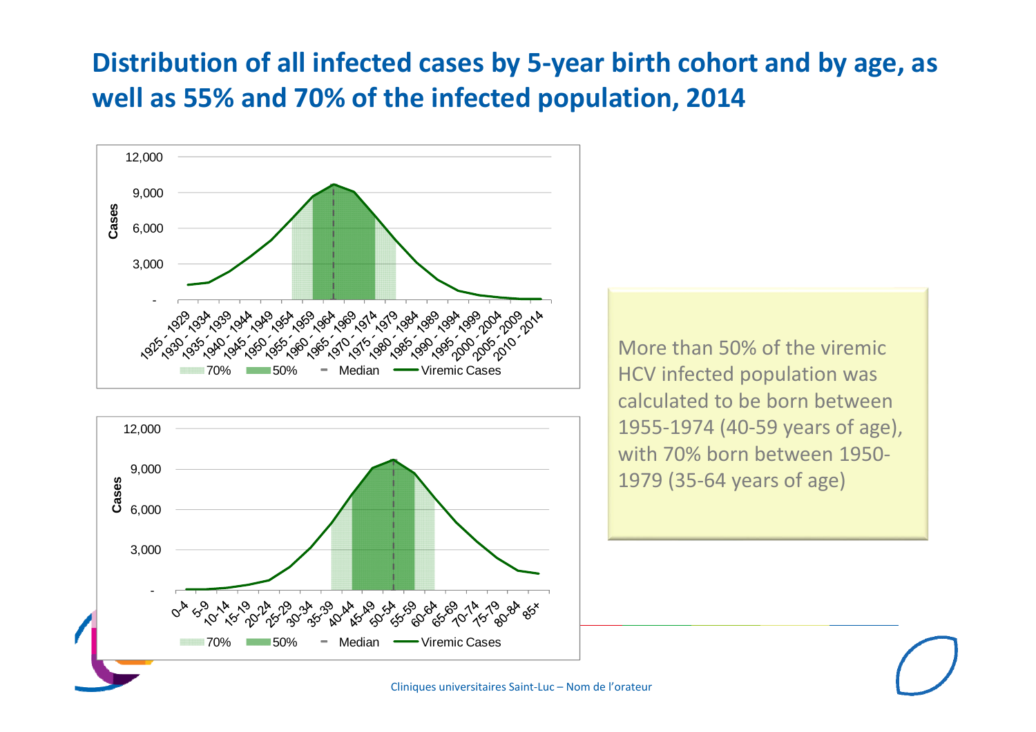# Distribution of all infected cases by 5-year birth cohort and by age, as well as 55% and 70% of the infected population, 2014

More than 50% of the viremic HCV infected population was calculated to be born between 1955-1974 (40-59 years of age), with 70% born between 1950-1979 (35-64 years of age)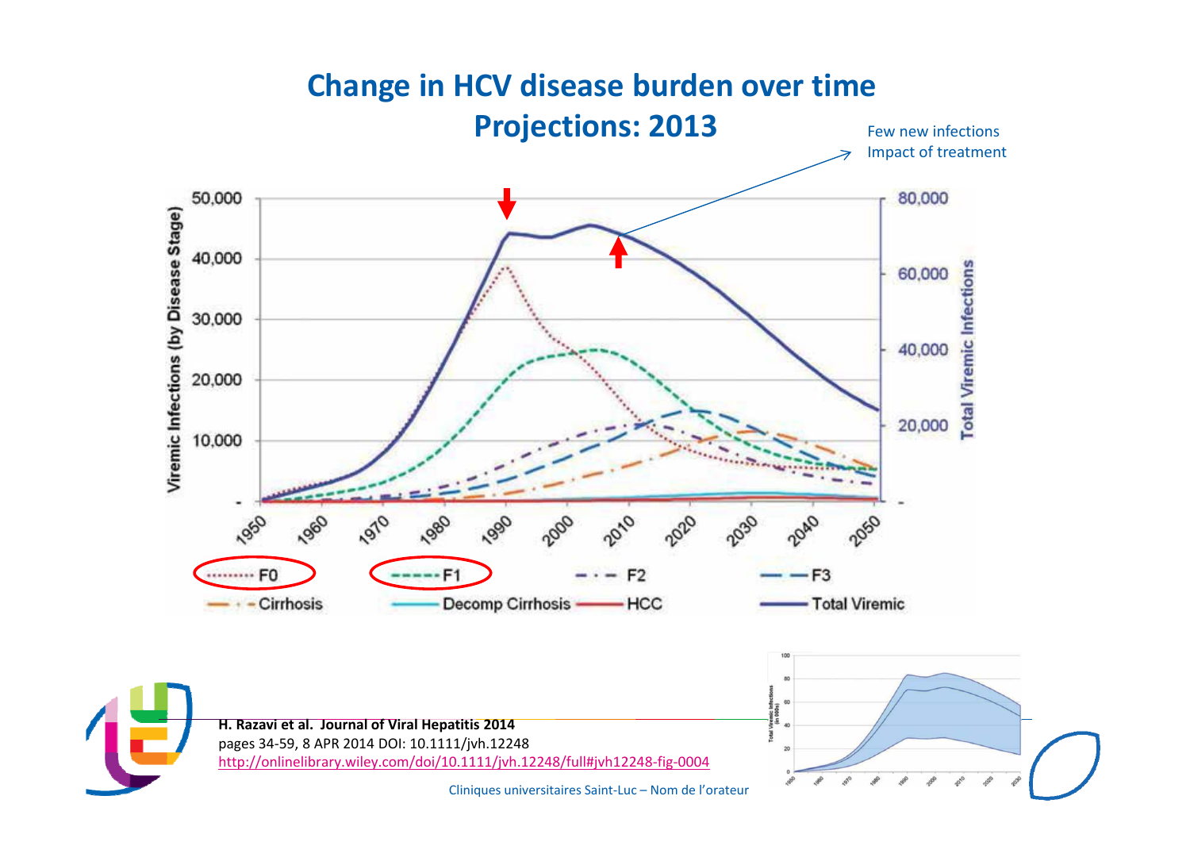# Change in HCV disease burden over time
## Projections: 2013

Few new infections
Impact of treatment

H. Razavi et al. Journal of Viral Hepatitis 2014
pages 34-59, 8 APR 2014 DOI: 10.1111/jvh.12248
http://onlinelibrary.wiley.com/doi/10.1111/jvh.12248/full#jvh12248-fig-0004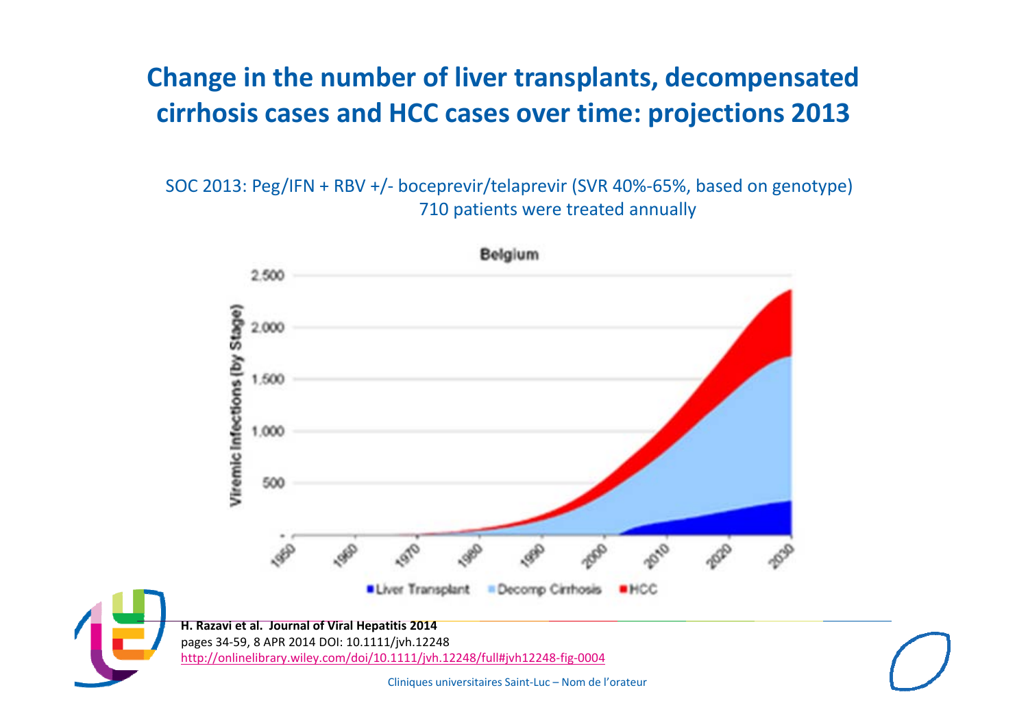# Change in the number of liver transplants, decompensated cirrhosis cases and HCC cases over time: projections 2013

SOC 2013: Peg/IFN + RBV +/- boceprevir/telaprevir (SVR 40%-65%, based on genotype)
710 patients were treated annually

**Belgium**

Viremic Infections (by Stage)

2,500
2,000
1,500
1,000
500
-

1950 1960 1970 1980 1990 2000 2010 2020 2030

■ Liver Transplant ■ Decomp Cirrhosis ■ HCC

**H. Razavi et al. Journal of Viral Hepatitis 2014**
pages 34-59, 8 APR 2014 DOI: 10.1111/jvh.12248
http://onlinelibrary.wiley.com/doi/10.1111/jvh.12248/full#jvh12248-fig-0004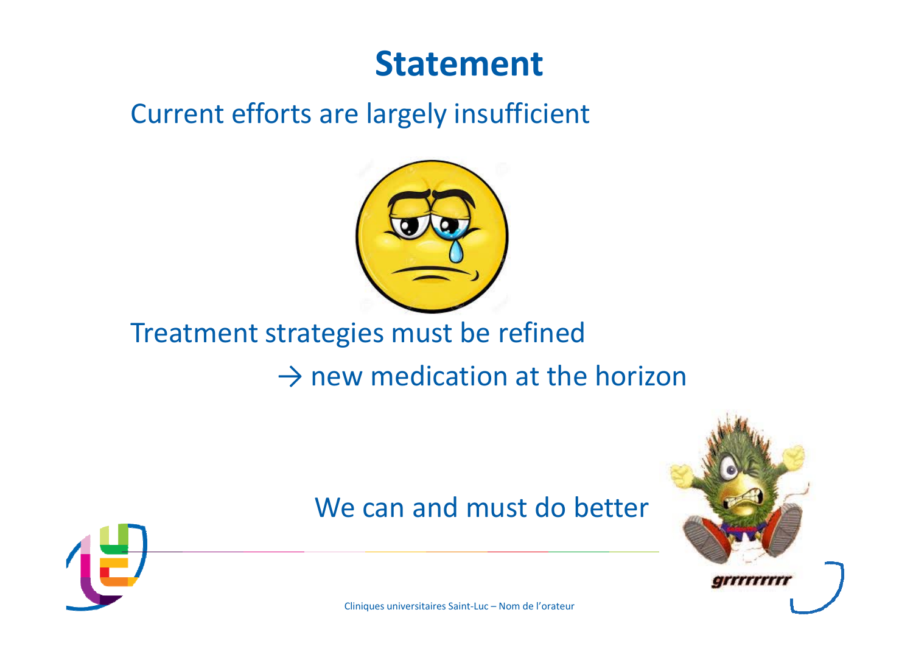# Statement

Current efforts are largely insufficient

Treatment strategies must be refined

→ new medication at the horizon

We can and must do better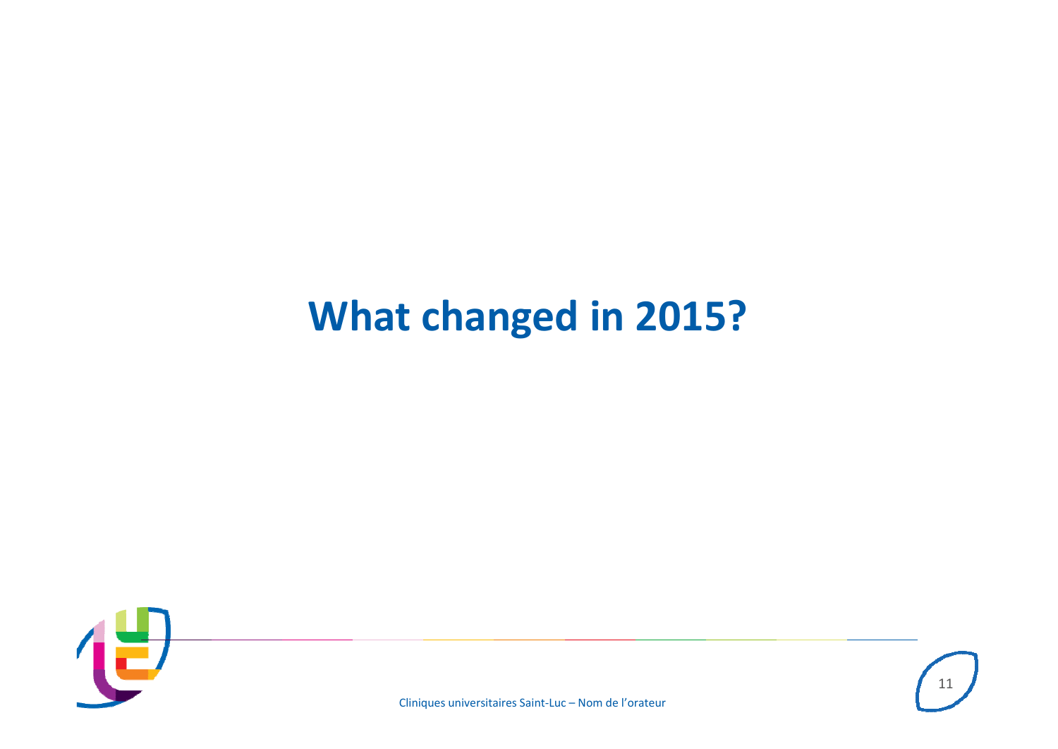# What changed in 2015?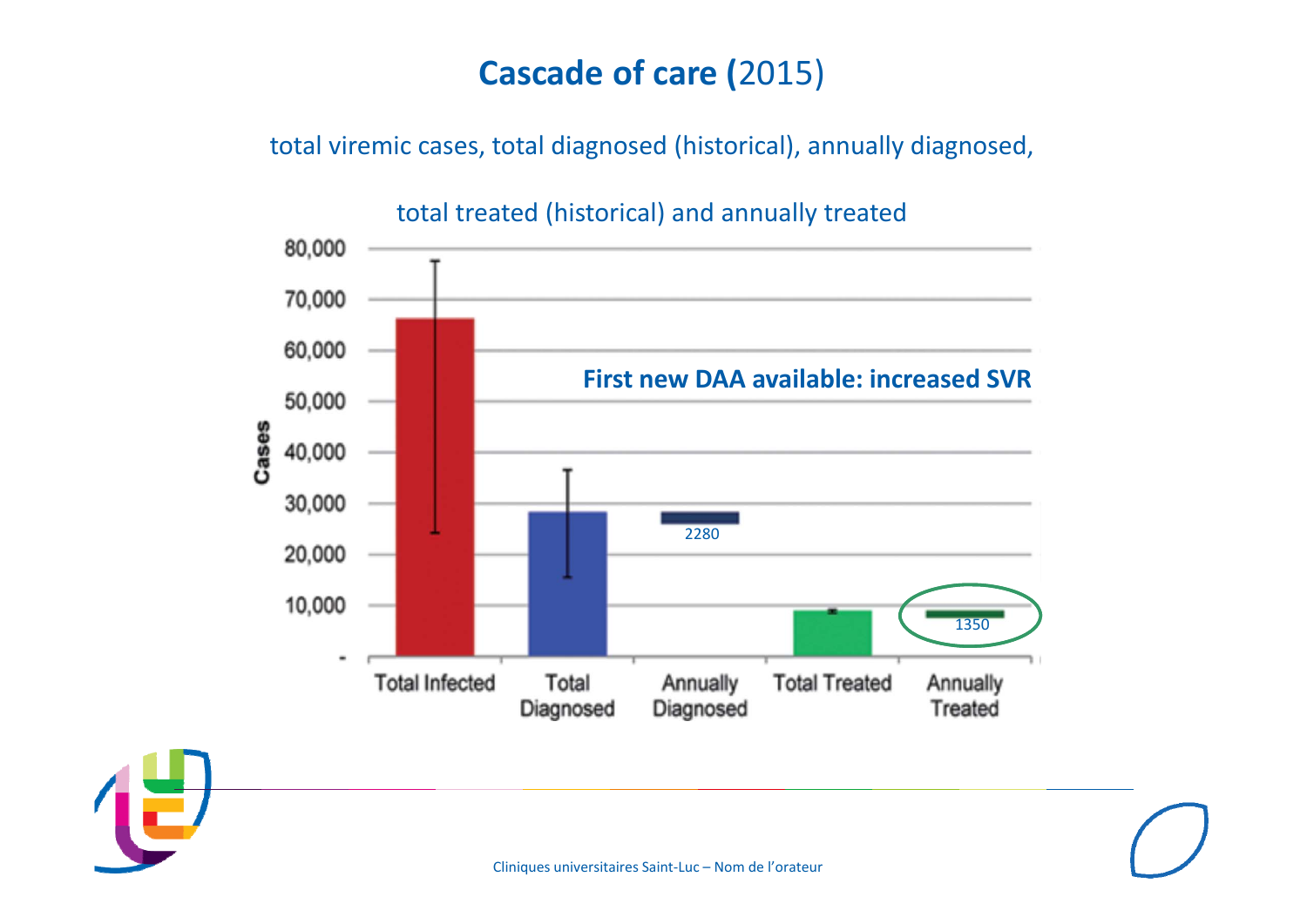# **Cascade of care (**2015)

total viremic cases, total diagnosed (historical), annually diagnosed,

total treated (historical) and annually treated

**First new DAA available: increased SVR**

| | Total Infected | Total Diagnosed | Annually Diagnosed | Total Treated | Annually Treated |
|---|---|---|---|---|---|
| Cases | | | 2280 | | 1350 |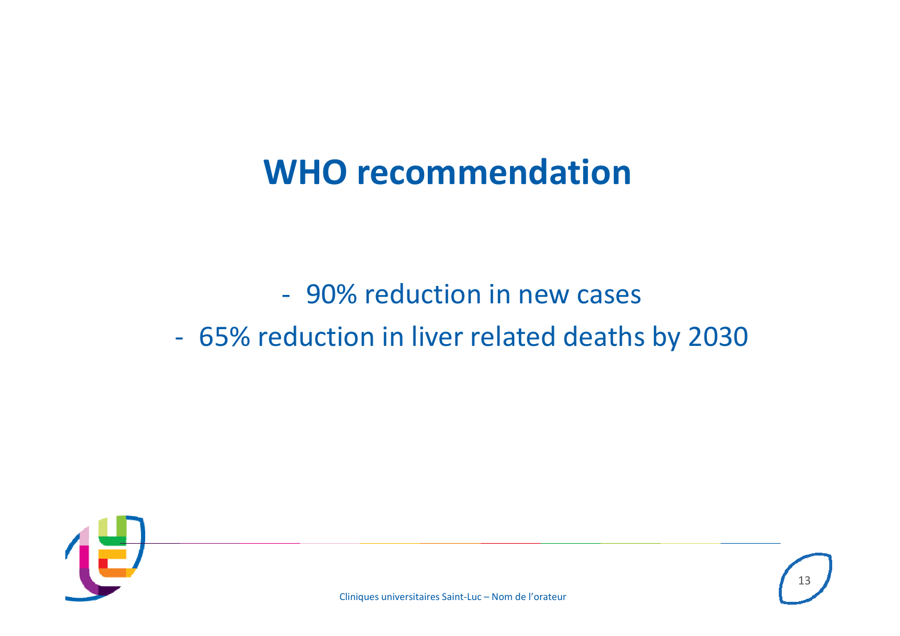# WHO recommendation

- 90% reduction in new cases
- 65% reduction in liver related deaths by 2030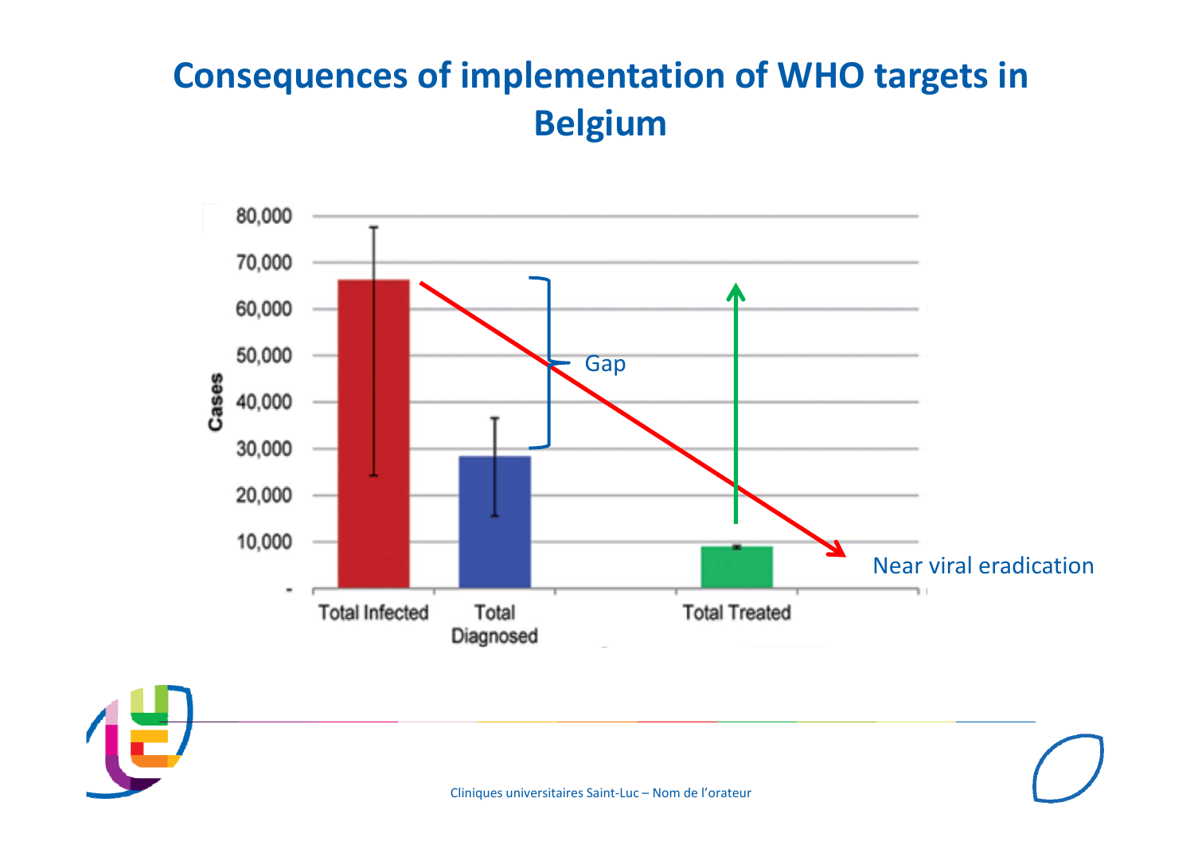# Consequences of implementation of WHO targets in Belgium

Cases: 80,000 / 70,000 / 60,000 / 50,000 / 40,000 / 30,000 / 20,000 / 10,000 / -

Total Infected | Total Diagnosed | Total Treated

Gap

Near viral eradication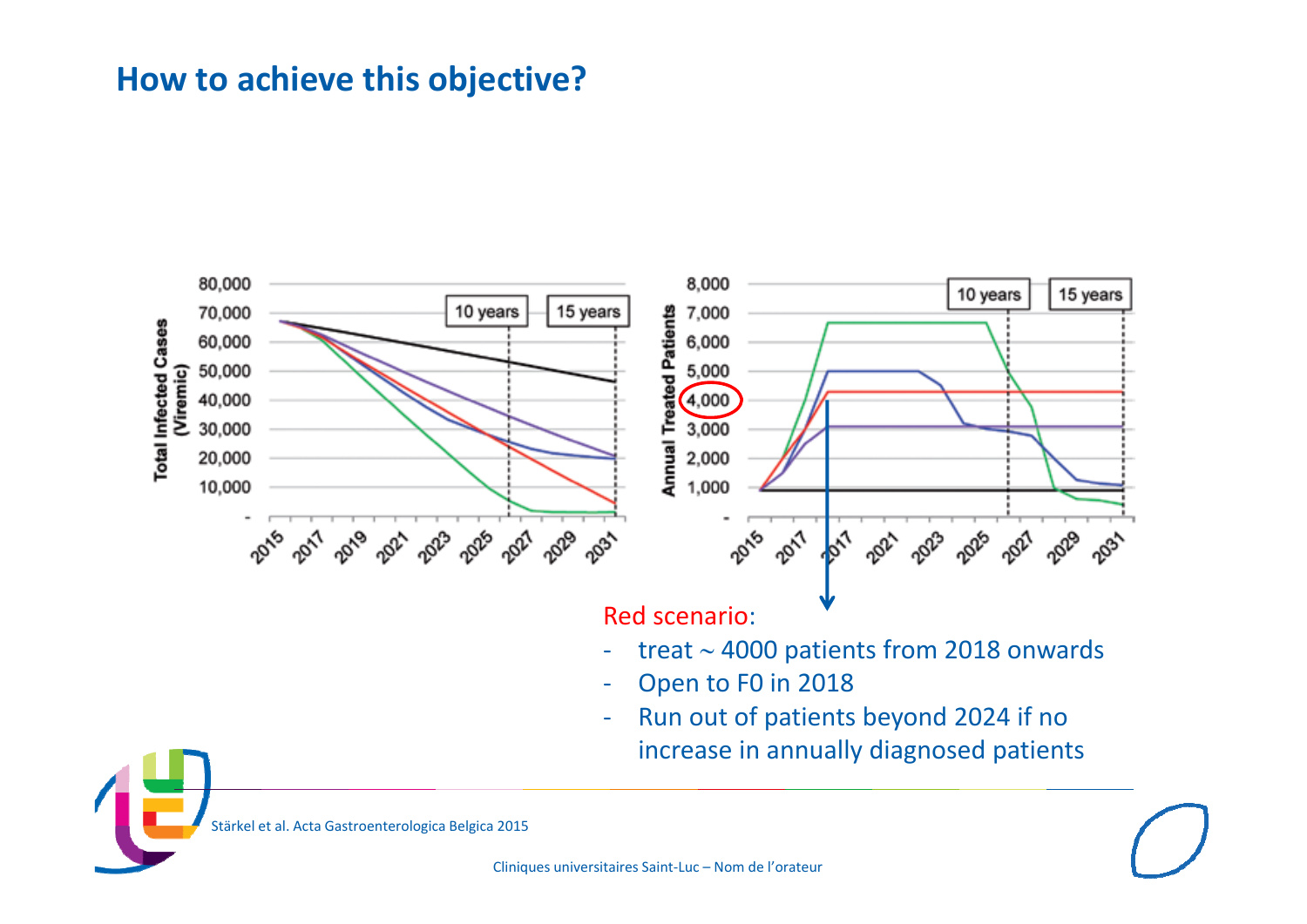# How to achieve this objective?

Red scenario:

- treat ~ 4000 patients from 2018 onwards
- Open to F0 in 2018
- Run out of patients beyond 2024 if no increase in annually diagnosed patients

Stärkel et al. Acta Gastroenterologica Belgica 2015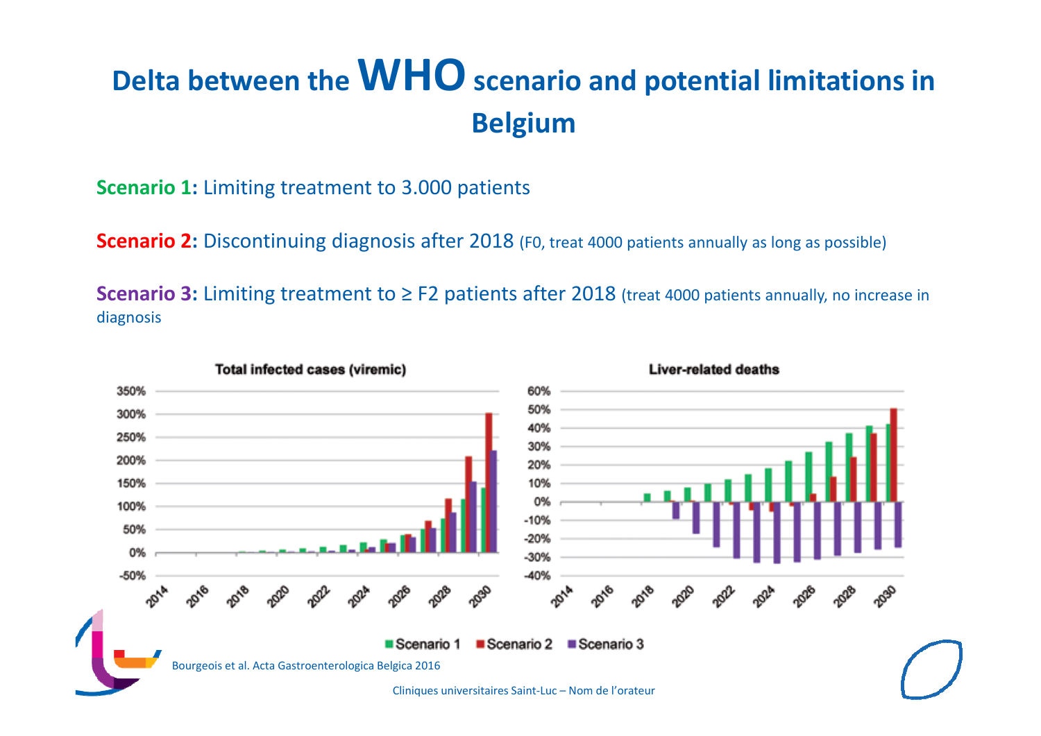# Delta between the WHO scenario and potential limitations in Belgium

**Scenario 1:** Limiting treatment to 3.000 patients

**Scenario 2:** Discontinuing diagnosis after 2018 (F0, treat 4000 patients annually as long as possible)

**Scenario 3:** Limiting treatment to ≥ F2 patients after 2018 (treat 4000 patients annually, no increase in diagnosis

Bourgeois et al. Acta Gastroenterologica Belgica 2016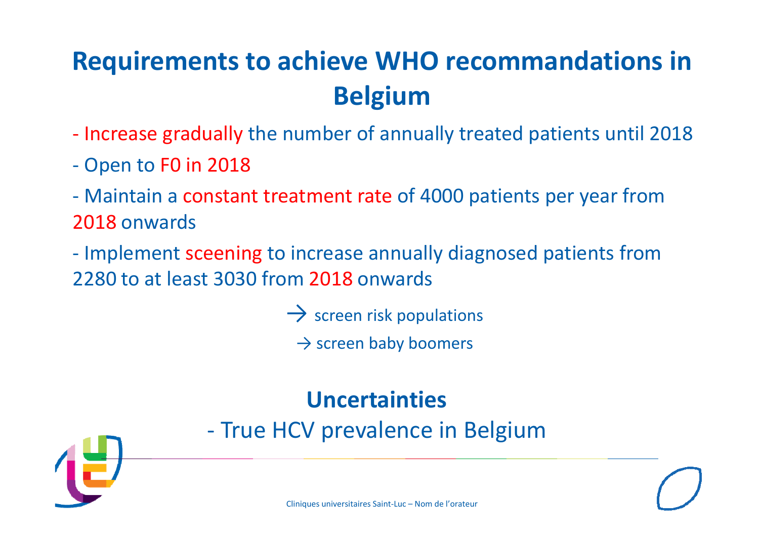# Requirements to achieve WHO recommandations in Belgium

- Increase gradually the number of annually treated patients until 2018
- Open to F0 in 2018
- Maintain a constant treatment rate of 4000 patients per year from 2018 onwards
- Implement sceening to increase annually diagnosed patients from 2280 to at least 3030 from 2018 onwards

→ screen risk populations

→ screen baby boomers

## Uncertainties

- True HCV prevalence in Belgium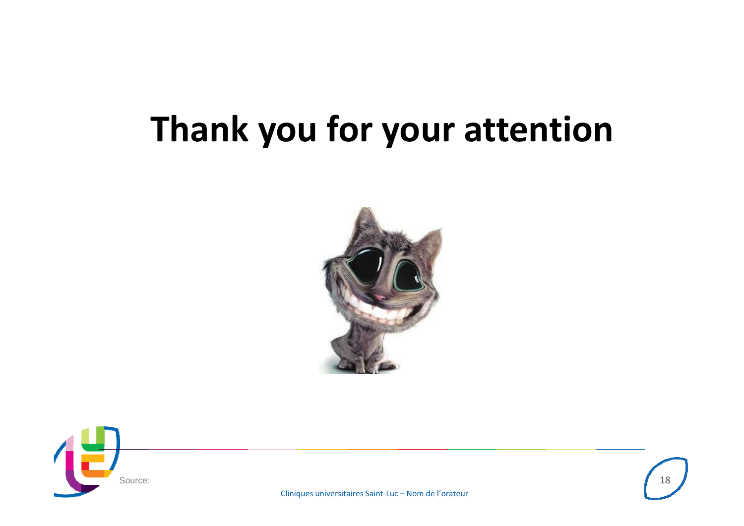# Thank you for your attention

Source: